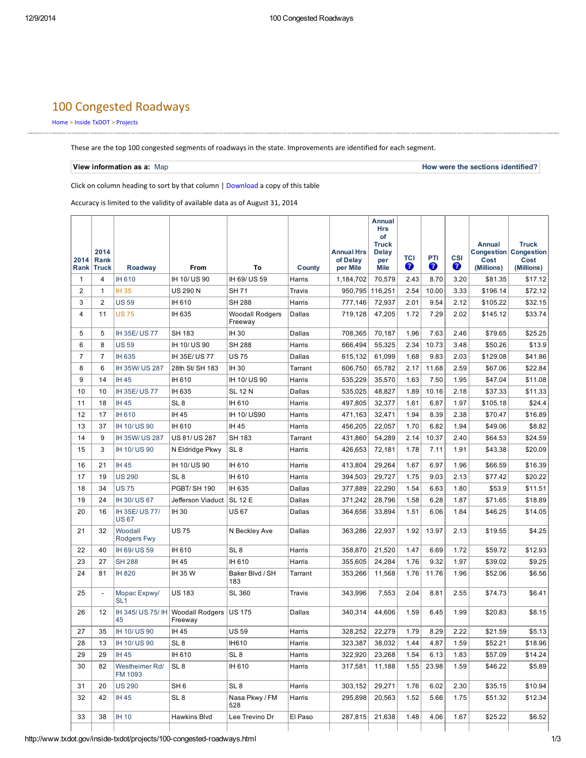# 100 Congested Roadways

Home > Inside TxDOT > Projects

These are the top 100 congested segments of roadways in the state. Improvements are identified for each segment.

**View information as a:** Map **How were the sections identified?**

Click on column heading to sort by that column | Download a copy of this table

Accuracy is limited to the validity of available data as of August 31, 2014

| 2014 Rank | 2014 Rank Truck | Roadway | From | To | County | Annual Hrs of Delay per Mile | Annual Hrs of Truck Delay per Mile | TCI | PTI | CSI | Annual Congestion Cost (Millions) | Truck Congestion Cost (Millions) |
|---|---|---|---|---|---|---|---|---|---|---|---|---|
| 1 | 4 | IH 610 | IH 10/ US 90 | IH 69/ US 59 | Harris | 1,184,702 | 70,579 | 2.43 | 8.70 | 3.20 | $81.35 | $17.12 |
| 2 | 1 | IH 35 | US 290 N | SH 71 | Travis | 950,795 | 116,251 | 2.54 | 10.00 | 3.33 | $196.14 | $72.12 |
| 3 | 2 | US 59 | IH 610 | SH 288 | Harris | 777,146 | 72,937 | 2.01 | 9.54 | 2.12 | $105.22 | $32.15 |
| 4 | 11 | US 75 | IH 635 | Woodall Rodgers Freeway | Dallas | 719,128 | 47,205 | 1.72 | 7.29 | 2.02 | $145.12 | $33.74 |
| 5 | 5 | IH 35E/ US 77 | SH 183 | IH 30 | Dallas | 708,365 | 70,187 | 1.96 | 7.63 | 2.46 | $79.65 | $25.25 |
| 6 | 8 | US 59 | IH 10/ US 90 | SH 288 | Harris | 666,494 | 55,325 | 2.34 | 10.73 | 3.48 | $50.26 | $13.9 |
| 7 | 7 | IH 635 | IH 35E/ US 77 | US 75 | Dallas | 615,132 | 61,099 | 1.68 | 9.83 | 2.03 | $129.08 | $41.86 |
| 8 | 6 | IH 35W/ US 287 | 28th St/ SH 183 | IH 30 | Tarrant | 606,750 | 65,782 | 2.17 | 11.68 | 2.59 | $67.06 | $22.84 |
| 9 | 14 | IH 45 | IH 610 | IH 10/ US 90 | Harris | 535,229 | 35,570 | 1.63 | 7.50 | 1.95 | $47.04 | $11.08 |
| 10 | 10 | IH 35E/ US 77 | IH 635 | SL 12 N | Dallas | 535,025 | 48,827 | 1.89 | 10.16 | 2.18 | $37.33 | $11.33 |
| 11 | 18 | IH 45 | SL 8 | IH 610 | Harris | 497,805 | 32,377 | 1.61 | 6.87 | 1.97 | $105.18 | $24.4 |
| 12 | 17 | IH 610 | IH 45 | IH 10/ US90 | Harris | 471,163 | 32,471 | 1.94 | 8.39 | 2.38 | $70.47 | $16.89 |
| 13 | 37 | IH 10/ US 90 | IH 610 | IH 45 | Harris | 456,205 | 22,057 | 1.70 | 6.82 | 1.94 | $49.06 | $8.82 |
| 14 | 9 | IH 35W/ US 287 | US 81/ US 287 | SH 183 | Tarrant | 431,860 | 54,289 | 2.14 | 10.37 | 2.40 | $64.53 | $24.59 |
| 15 | 3 | IH 10/ US 90 | N Eldridge Pkwy | SL 8 | Harris | 426,653 | 72,181 | 1.78 | 7.11 | 1.91 | $43.38 | $20.09 |
| 16 | 21 | IH 45 | IH 10/ US 90 | IH 610 | Harris | 413,804 | 29,264 | 1.67 | 6.97 | 1.96 | $66.59 | $16.39 |
| 17 | 19 | US 290 | SL 8 | IH 610 | Harris | 394,503 | 29,727 | 1.75 | 9.03 | 2.13 | $77.42 | $20.22 |
| 18 | 34 | US 75 | PGBT/ SH 190 | IH 635 | Dallas | 377,889 | 22,290 | 1.54 | 6.63 | 1.80 | $53.9 | $11.51 |
| 19 | 24 | IH 30/ US 67 | Jefferson Viaduct | SL 12 E | Dallas | 371,242 | 28,796 | 1.58 | 6.28 | 1.87 | $71.65 | $18.89 |
| 20 | 16 | IH 35E/ US 77/ US 67 | IH 30 | US 67 | Dallas | 364,656 | 33,894 | 1.51 | 6.06 | 1.84 | $46.25 | $14.05 |
| 21 | 32 | Woodall Rodgers Fwy | US 75 | N Beckley Ave | Dallas | 363,286 | 22,937 | 1.92 | 13.97 | 2.13 | $19.55 | $4.25 |
| 22 | 40 | IH 69/ US 59 | IH 610 | SL 8 | Harris | 358,870 | 21,520 | 1.47 | 6.69 | 1.72 | $59.72 | $12.93 |
| 23 | 27 | SH 288 | IH 45 | IH 610 | Harris | 355,605 | 24,284 | 1.76 | 9.32 | 1.97 | $39.02 | $9.25 |
| 24 | 81 | IH 820 | IH 35 W | Baker Blvd / SH 183 | Tarrant | 353,266 | 11,568 | 1.76 | 11.76 | 1.96 | $52.06 | $6.56 |
| 25 | - | Mopac Expwy/ SL1 | US 183 | SL 360 | Travis | 343,996 | 7,553 | 2.04 | 8.81 | 2.55 | $74.73 | $6.41 |
| 26 | 12 | IH 345/ US 75/ IH 45 | Woodall Rodgers Freeway | US 175 | Dallas | 340,314 | 44,606 | 1.59 | 6.45 | 1.99 | $20.83 | $8.15 |
| 27 | 35 | IH 10/ US 90 | IH 45 | US 59 | Harris | 328,252 | 22,279 | 1.79 | 8.29 | 2.22 | $21.59 | $5.13 |
| 28 | 13 | IH 10/ US 90 | SL 8 | IH610 | Harris | 323,387 | 38,032 | 1.44 | 4.87 | 1.59 | $52.21 | $18.96 |
| 29 | 29 | IH 45 | IH 610 | SL 8 | Harris | 322,920 | 23,268 | 1.54 | 6.13 | 1.83 | $57.09 | $14.24 |
| 30 | 82 | Westheimer Rd/ FM 1093 | SL 8 | IH 610 | Harris | 317,581 | 11,188 | 1.55 | 23.98 | 1.59 | $46.22 | $5.89 |
| 31 | 20 | US 290 | SH 6 | SL 8 | Harris | 303,152 | 29,271 | 1.76 | 6.02 | 2.30 | $35.15 | $10.94 |
| 32 | 42 | IH 45 | SL 8 | Nasa Pkwy / FM 528 | Harris | 295,898 | 20,563 | 1.52 | 5.66 | 1.75 | $51.32 | $12.34 |
| 33 | 38 | IH 10 | Hawkins Blvd | Lee Trevino Dr | El Paso | 287,815 | 21,638 | 1.48 | 4.06 | 1.67 | $25.22 | $6.52 |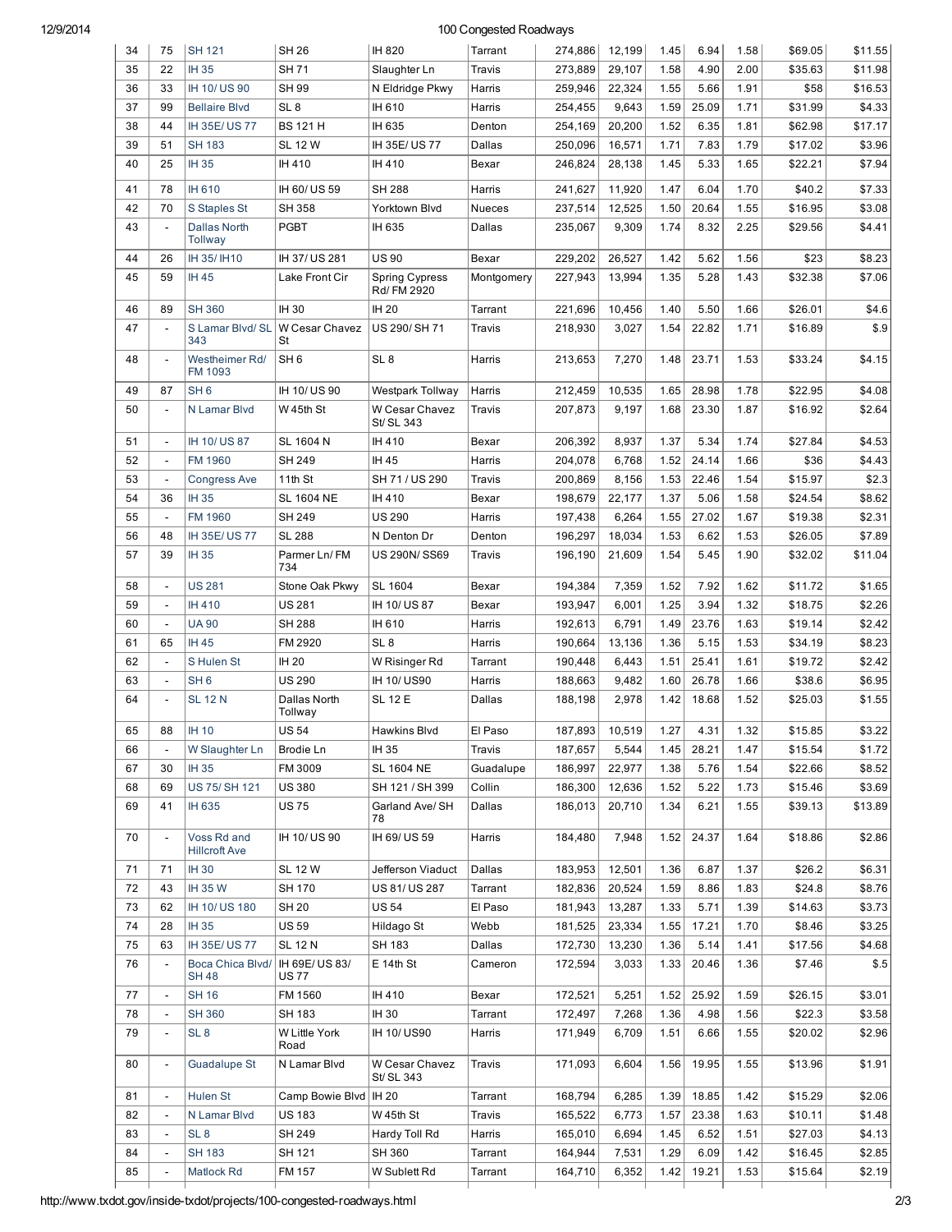| 34 | 75 | SH 121 | SH 26 | IH 820 | Tarrant | 274,886 | 12,199 | 1.45 | 6.94 | 1.58 | $69.05 | $11.55 |
|---|---|---|---|---|---|---|---|---|---|---|---|---|
| 35 | 22 | IH 35 | SH 71 | Slaughter Ln | Travis | 273,889 | 29,107 | 1.58 | 4.90 | 2.00 | $35.63 | $11.98 |
| 36 | 33 | IH 10/ US 90 | SH 99 | N Eldridge Pkwy | Harris | 259,946 | 22,324 | 1.55 | 5.66 | 1.91 | $58 | $16.53 |
| 37 | 99 | Bellaire Blvd | SL 8 | IH 610 | Harris | 254,455 | 9,643 | 1.59 | 25.09 | 1.71 | $31.99 | $4.33 |
| 38 | 44 | IH 35E/ US 77 | BS 121 H | IH 635 | Denton | 254,169 | 20,200 | 1.52 | 6.35 | 1.81 | $62.98 | $17.17 |
| 39 | 51 | SH 183 | SL 12 W | IH 35E/ US 77 | Dallas | 250,096 | 16,571 | 1.71 | 7.83 | 1.79 | $17.02 | $3.96 |
| 40 | 25 | IH 35 | IH 410 | IH 410 | Bexar | 246,824 | 28,138 | 1.45 | 5.33 | 1.65 | $22.21 | $7.94 |
| 41 | 78 | IH 610 | IH 60/ US 59 | SH 288 | Harris | 241,627 | 11,920 | 1.47 | 6.04 | 1.70 | $40.2 | $7.33 |
| 42 | 70 | S Staples St | SH 358 | Yorktown Blvd | Nueces | 237,514 | 12,525 | 1.50 | 20.64 | 1.55 | $16.95 | $3.08 |
| 43 | - | Dallas North Tollway | PGBT | IH 635 | Dallas | 235,067 | 9,309 | 1.74 | 8.32 | 2.25 | $29.56 | $4.41 |
| 44 | 26 | IH 35/ IH10 | IH 37/ US 281 | US 90 | Bexar | 229,202 | 26,527 | 1.42 | 5.62 | 1.56 | $23 | $8.23 |
| 45 | 59 | IH 45 | Lake Front Cir | Spring Cypress Rd/ FM 2920 | Montgomery | 227,943 | 13,994 | 1.35 | 5.28 | 1.43 | $32.38 | $7.06 |
| 46 | 89 | SH 360 | IH 30 | IH 20 | Tarrant | 221,696 | 10,456 | 1.40 | 5.50 | 1.66 | $26.01 | $4.6 |
| 47 | - | S Lamar Blvd/ SL 343 | W Cesar Chavez St | US 290/ SH 71 | Travis | 218,930 | 3,027 | 1.54 | 22.82 | 1.71 | $16.89 | $.9 |
| 48 | - | Westheimer Rd/ FM 1093 | SH 6 | SL 8 | Harris | 213,653 | 7,270 | 1.48 | 23.71 | 1.53 | $33.24 | $4.15 |
| 49 | 87 | SH 6 | IH 10/ US 90 | Westpark Tollway | Harris | 212,459 | 10,535 | 1.65 | 28.98 | 1.78 | $22.95 | $4.08 |
| 50 | - | N Lamar Blvd | W 45th St | W Cesar Chavez St/ SL 343 | Travis | 207,873 | 9,197 | 1.68 | 23.30 | 1.87 | $16.92 | $2.64 |
| 51 | - | IH 10/ US 87 | SL 1604 N | IH 410 | Bexar | 206,392 | 8,937 | 1.37 | 5.34 | 1.74 | $27.84 | $4.53 |
| 52 | - | FM 1960 | SH 249 | IH 45 | Harris | 204,078 | 6,768 | 1.52 | 24.14 | 1.66 | $36 | $4.43 |
| 53 | - | Congress Ave | 11th St | SH 71 / US 290 | Travis | 200,869 | 8,156 | 1.53 | 22.46 | 1.54 | $15.97 | $2.3 |
| 54 | 36 | IH 35 | SL 1604 NE | IH 410 | Bexar | 198,679 | 22,177 | 1.37 | 5.06 | 1.58 | $24.54 | $8.62 |
| 55 | - | FM 1960 | SH 249 | US 290 | Harris | 197,438 | 6,264 | 1.55 | 27.02 | 1.67 | $19.38 | $2.31 |
| 56 | 48 | IH 35E/ US 77 | SL 288 | N Denton Dr | Denton | 196,297 | 18,034 | 1.53 | 6.62 | 1.53 | $26.05 | $7.89 |
| 57 | 39 | IH 35 | Parmer Ln/ FM 734 | US 290N/ SS69 | Travis | 196,190 | 21,609 | 1.54 | 5.45 | 1.90 | $32.02 | $11.04 |
| 58 | - | US 281 | Stone Oak Pkwy | SL 1604 | Bexar | 194,384 | 7,359 | 1.52 | 7.92 | 1.62 | $11.72 | $1.65 |
| 59 | - | IH 410 | US 281 | IH 10/ US 87 | Bexar | 193,947 | 6,001 | 1.25 | 3.94 | 1.32 | $18.75 | $2.26 |
| 60 | - | UA 90 | SH 288 | IH 610 | Harris | 192,613 | 6,791 | 1.49 | 23.76 | 1.63 | $19.14 | $2.42 |
| 61 | 65 | IH 45 | FM 2920 | SL 8 | Harris | 190,664 | 13,136 | 1.36 | 5.15 | 1.53 | $34.19 | $8.23 |
| 62 | - | S Hulen St | IH 20 | W Risinger Rd | Tarrant | 190,448 | 6,443 | 1.51 | 25.41 | 1.61 | $19.72 | $2.42 |
| 63 | - | SH 6 | US 290 | IH 10/ US90 | Harris | 188,663 | 9,482 | 1.60 | 26.78 | 1.66 | $38.6 | $6.95 |
| 64 | - | SL 12 N | Dallas North Tollway | SL 12 E | Dallas | 188,198 | 2,978 | 1.42 | 18.68 | 1.52 | $25.03 | $1.55 |
| 65 | 88 | IH 10 | US 54 | Hawkins Blvd | El Paso | 187,893 | 10,519 | 1.27 | 4.31 | 1.32 | $15.85 | $3.22 |
| 66 | - | W Slaughter Ln | Brodie Ln | IH 35 | Travis | 187,657 | 5,544 | 1.45 | 28.21 | 1.47 | $15.54 | $1.72 |
| 67 | 30 | IH 35 | FM 3009 | SL 1604 NE | Guadalupe | 186,997 | 22,977 | 1.38 | 5.76 | 1.54 | $22.66 | $8.52 |
| 68 | 69 | US 75/ SH 121 | US 380 | SH 121 / SH 399 | Collin | 186,300 | 12,636 | 1.52 | 5.22 | 1.73 | $15.46 | $3.69 |
| 69 | 41 | IH 635 | US 75 | Garland Ave/ SH 78 | Dallas | 186,013 | 20,710 | 1.34 | 6.21 | 1.55 | $39.13 | $13.89 |
| 70 | - | Voss Rd and Hillcroft Ave | IH 10/ US 90 | IH 69/ US 59 | Harris | 184,480 | 7,948 | 1.52 | 24.37 | 1.64 | $18.86 | $2.86 |
| 71 | 71 | IH 30 | SL 12 W | Jefferson Viaduct | Dallas | 183,953 | 12,501 | 1.36 | 6.87 | 1.37 | $26.2 | $6.31 |
| 72 | 43 | IH 35 W | SH 170 | US 81/ US 287 | Tarrant | 182,836 | 20,524 | 1.59 | 8.86 | 1.83 | $24.8 | $8.76 |
| 73 | 62 | IH 10/ US 180 | SH 20 | US 54 | El Paso | 181,943 | 13,287 | 1.33 | 5.71 | 1.39 | $14.63 | $3.73 |
| 74 | 28 | IH 35 | US 59 | Hildago St | Webb | 181,525 | 23,334 | 1.55 | 17.21 | 1.70 | $8.46 | $3.25 |
| 75 | 63 | IH 35E/ US 77 | SL 12 N | SH 183 | Dallas | 172,730 | 13,230 | 1.36 | 5.14 | 1.41 | $17.56 | $4.68 |
| 76 | - | Boca Chica Blvd/ SH 48 | IH 69E/ US 83/ US 77 | E 14th St | Cameron | 172,594 | 3,033 | 1.33 | 20.46 | 1.36 | $7.46 | $.5 |
| 77 | - | SH 16 | FM 1560 | IH 410 | Bexar | 172,521 | 5,251 | 1.52 | 25.92 | 1.59 | $26.15 | $3.01 |
| 78 | - | SH 360 | SH 183 | IH 30 | Tarrant | 172,497 | 7,268 | 1.36 | 4.98 | 1.56 | $22.3 | $3.58 |
| 79 | - | SL 8 | W Little York Road | IH 10/ US90 | Harris | 171,949 | 6,709 | 1.51 | 6.66 | 1.55 | $20.02 | $2.96 |
| 80 | - | Guadalupe St | N Lamar Blvd | W Cesar Chavez St/ SL 343 | Travis | 171,093 | 6,604 | 1.56 | 19.95 | 1.55 | $13.96 | $1.91 |
| 81 | - | Hulen St | Camp Bowie Blvd | IH 20 | Tarrant | 168,794 | 6,285 | 1.39 | 18.85 | 1.42 | $15.29 | $2.06 |
| 82 | - | N Lamar Blvd | US 183 | W 45th St | Travis | 165,522 | 6,773 | 1.57 | 23.38 | 1.63 | $10.11 | $1.48 |
| 83 | - | SL 8 | SH 249 | Hardy Toll Rd | Harris | 165,010 | 6,694 | 1.45 | 6.52 | 1.51 | $27.03 | $4.13 |
| 84 | - | SH 183 | SH 121 | SH 360 | Tarrant | 164,944 | 7,531 | 1.29 | 6.09 | 1.42 | $16.45 | $2.85 |
| 85 | - | Matlock Rd | FM 157 | W Sublett Rd | Tarrant | 164,710 | 6,352 | 1.42 | 19.21 | 1.53 | $15.64 | $2.19 |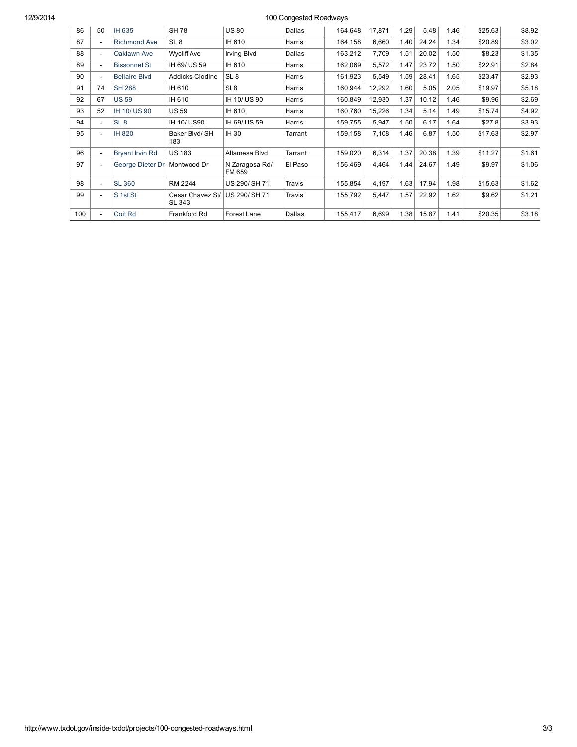| | | | | | | | | | | | | |
|---|---|---|---|---|---|---|---|---|---|---|---|---|
| 86 | 50 | IH 635 | SH 78 | US 80 | Dallas | 164,648 | 17,871 | 1.29 | 5.48 | 1.46 | $25.63 | $8.92 |
| 87 | - | Richmond Ave | SL 8 | IH 610 | Harris | 164,158 | 6,660 | 1.40 | 24.24 | 1.34 | $20.89 | $3.02 |
| 88 | - | Oaklawn Ave | Wycliff Ave | Irving Blvd | Dallas | 163,212 | 7,709 | 1.51 | 20.02 | 1.50 | $8.23 | $1.35 |
| 89 | - | Bissonnet St | IH 69/ US 59 | IH 610 | Harris | 162,069 | 5,572 | 1.47 | 23.72 | 1.50 | $22.91 | $2.84 |
| 90 | - | Bellaire Blvd | Addicks-Clodine | SL 8 | Harris | 161,923 | 5,549 | 1.59 | 28.41 | 1.65 | $23.47 | $2.93 |
| 91 | 74 | SH 288 | IH 610 | SL8 | Harris | 160,944 | 12,292 | 1.60 | 5.05 | 2.05 | $19.97 | $5.18 |
| 92 | 67 | US 59 | IH 610 | IH 10/ US 90 | Harris | 160,849 | 12,930 | 1.37 | 10.12 | 1.46 | $9.96 | $2.69 |
| 93 | 52 | IH 10/ US 90 | US 59 | IH 610 | Harris | 160,760 | 15,226 | 1.34 | 5.14 | 1.49 | $15.74 | $4.92 |
| 94 | - | SL 8 | IH 10/ US90 | IH 69/ US 59 | Harris | 159,755 | 5,947 | 1.50 | 6.17 | 1.64 | $27.8 | $3.93 |
| 95 | - | IH 820 | Baker Blvd/ SH 183 | IH 30 | Tarrant | 159,158 | 7,108 | 1.46 | 6.87 | 1.50 | $17.63 | $2.97 |
| 96 | - | Bryant Irvin Rd | US 183 | Altamesa Blvd | Tarrant | 159,020 | 6,314 | 1.37 | 20.38 | 1.39 | $11.27 | $1.61 |
| 97 | - | George Dieter Dr | Montwood Dr | N Zaragosa Rd/ FM 659 | El Paso | 156,469 | 4,464 | 1.44 | 24.67 | 1.49 | $9.97 | $1.06 |
| 98 | - | SL 360 | RM 2244 | US 290/ SH 71 | Travis | 155,854 | 4,197 | 1.63 | 17.94 | 1.98 | $15.63 | $1.62 |
| 99 | - | S 1st St | Cesar Chavez St/ SL 343 | US 290/ SH 71 | Travis | 155,792 | 5,447 | 1.57 | 22.92 | 1.62 | $9.62 | $1.21 |
| 100 | - | Coit Rd | Frankford Rd | Forest Lane | Dallas | 155,417 | 6,699 | 1.38 | 15.87 | 1.41 | $20.35 | $3.18 |